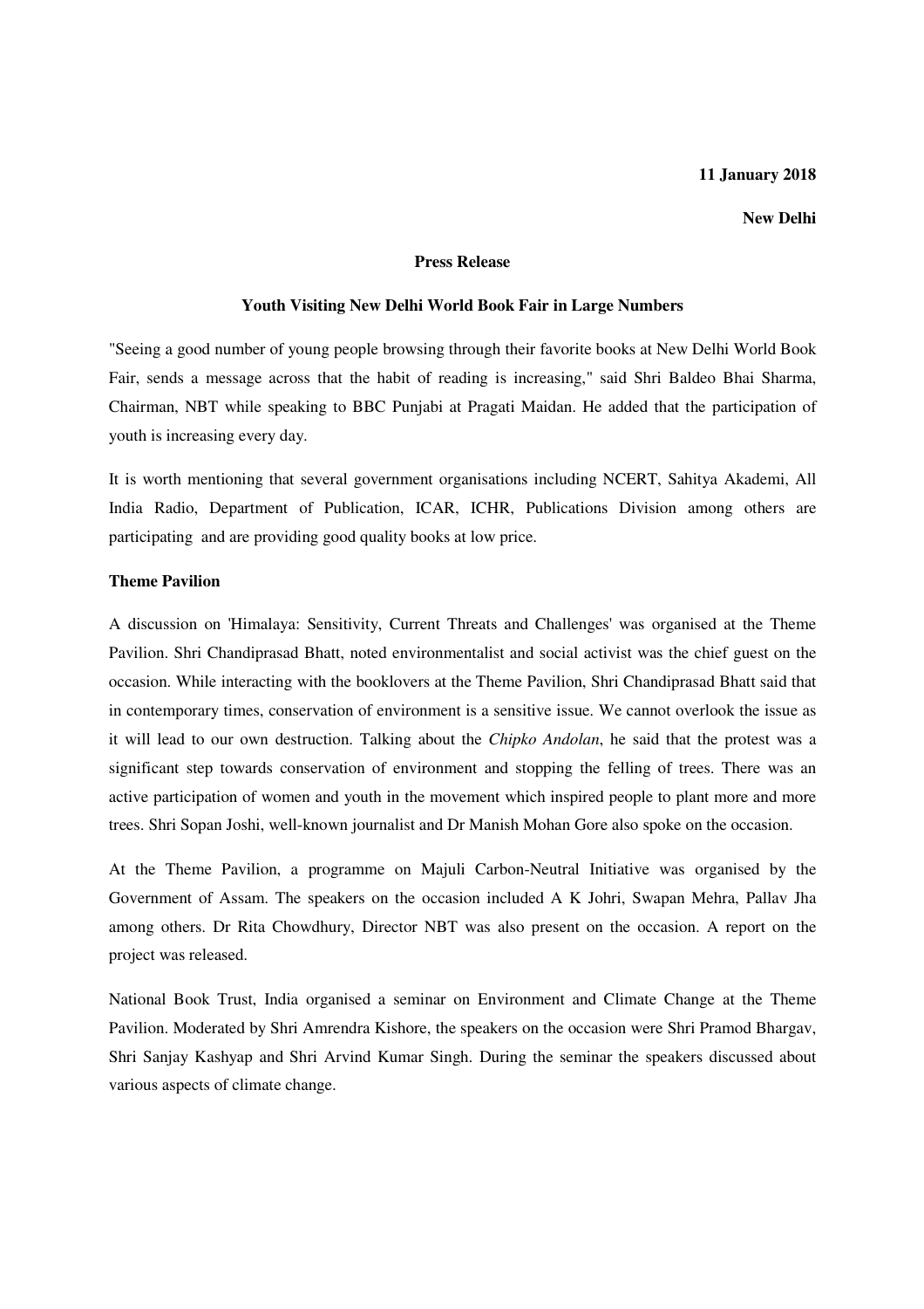**11 January 2018**

**New Delhi**

**Press Release**

**Youth Visiting New Delhi World Book Fair in Large Numbers**

"Seeing a good number of young people browsing through their favorite books at New Delhi World Book Fair, sends a message across that the habit of reading is increasing," said Shri Baldeo Bhai Sharma, Chairman, NBT while speaking to BBC Punjabi at Pragati Maidan. He added that the participation of youth is increasing every day.

It is worth mentioning that several government organisations including NCERT, Sahitya Akademi, All India Radio, Department of Publication, ICAR, ICHR, Publications Division among others are participating and are providing good quality books at low price.

**Theme Pavilion**

A discussion on 'Himalaya: Sensitivity, Current Threats and Challenges' was organised at the Theme Pavilion. Shri Chandiprasad Bhatt, noted environmentalist and social activist was the chief guest on the occasion. While interacting with the booklovers at the Theme Pavilion, Shri Chandiprasad Bhatt said that in contemporary times, conservation of environment is a sensitive issue. We cannot overlook the issue as it will lead to our own destruction. Talking about the *Chipko Andolan*, he said that the protest was a significant step towards conservation of environment and stopping the felling of trees. There was an active participation of women and youth in the movement which inspired people to plant more and more trees. Shri Sopan Joshi, well-known journalist and Dr Manish Mohan Gore also spoke on the occasion.

At the Theme Pavilion, a programme on Majuli Carbon-Neutral Initiative was organised by the Government of Assam. The speakers on the occasion included A K Johri, Swapan Mehra, Pallav Jha among others. Dr Rita Chowdhury, Director NBT was also present on the occasion. A report on the project was released.

National Book Trust, India organised a seminar on Environment and Climate Change at the Theme Pavilion. Moderated by Shri Amrendra Kishore, the speakers on the occasion were Shri Pramod Bhargav, Shri Sanjay Kashyap and Shri Arvind Kumar Singh. During the seminar the speakers discussed about various aspects of climate change.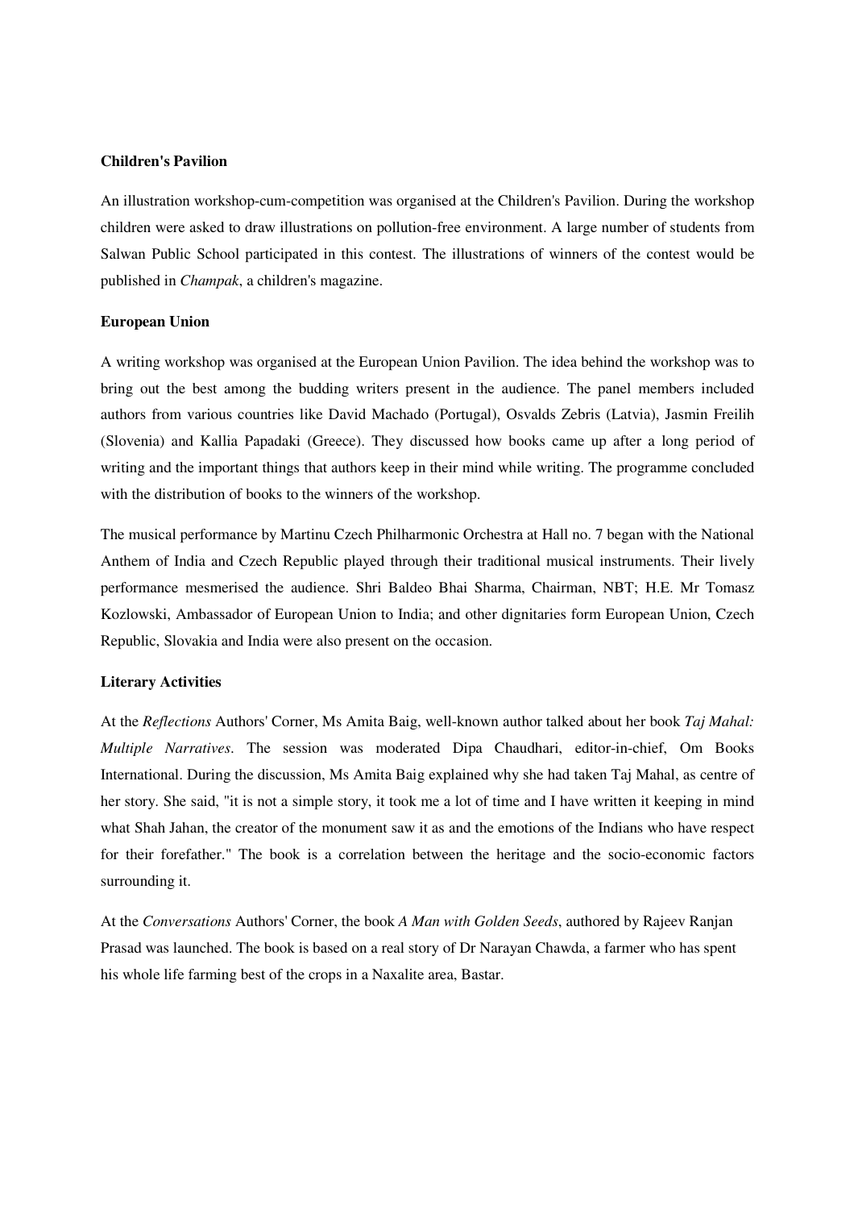**Children's Pavilion**

An illustration workshop-cum-competition was organised at the Children's Pavilion. During the workshop children were asked to draw illustrations on pollution-free environment. A large number of students from Salwan Public School participated in this contest. The illustrations of winners of the contest would be published in *Champak*, a children's magazine.

**European Union**

A writing workshop was organised at the European Union Pavilion. The idea behind the workshop was to bring out the best among the budding writers present in the audience. The panel members included authors from various countries like David Machado (Portugal), Osvalds Zebris (Latvia), Jasmin Freilih (Slovenia) and Kallia Papadaki (Greece). They discussed how books came up after a long period of writing and the important things that authors keep in their mind while writing. The programme concluded with the distribution of books to the winners of the workshop.

The musical performance by Martinu Czech Philharmonic Orchestra at Hall no. 7 began with the National Anthem of India and Czech Republic played through their traditional musical instruments. Their lively performance mesmerised the audience. Shri Baldeo Bhai Sharma, Chairman, NBT; H.E. Mr Tomasz Kozlowski, Ambassador of European Union to India; and other dignitaries form European Union, Czech Republic, Slovakia and India were also present on the occasion.

**Literary Activities**

At the *Reflections* Authors' Corner, Ms Amita Baig, well-known author talked about her book *Taj Mahal: Multiple Narratives*. The session was moderated Dipa Chaudhari, editor-in-chief, Om Books International. During the discussion, Ms Amita Baig explained why she had taken Taj Mahal, as centre of her story. She said, "it is not a simple story, it took me a lot of time and I have written it keeping in mind what Shah Jahan, the creator of the monument saw it as and the emotions of the Indians who have respect for their forefather." The book is a correlation between the heritage and the socio-economic factors surrounding it.

At the *Conversations* Authors' Corner, the book *A Man with Golden Seeds*, authored by Rajeev Ranjan Prasad was launched. The book is based on a real story of Dr Narayan Chawda, a farmer who has spent his whole life farming best of the crops in a Naxalite area, Bastar.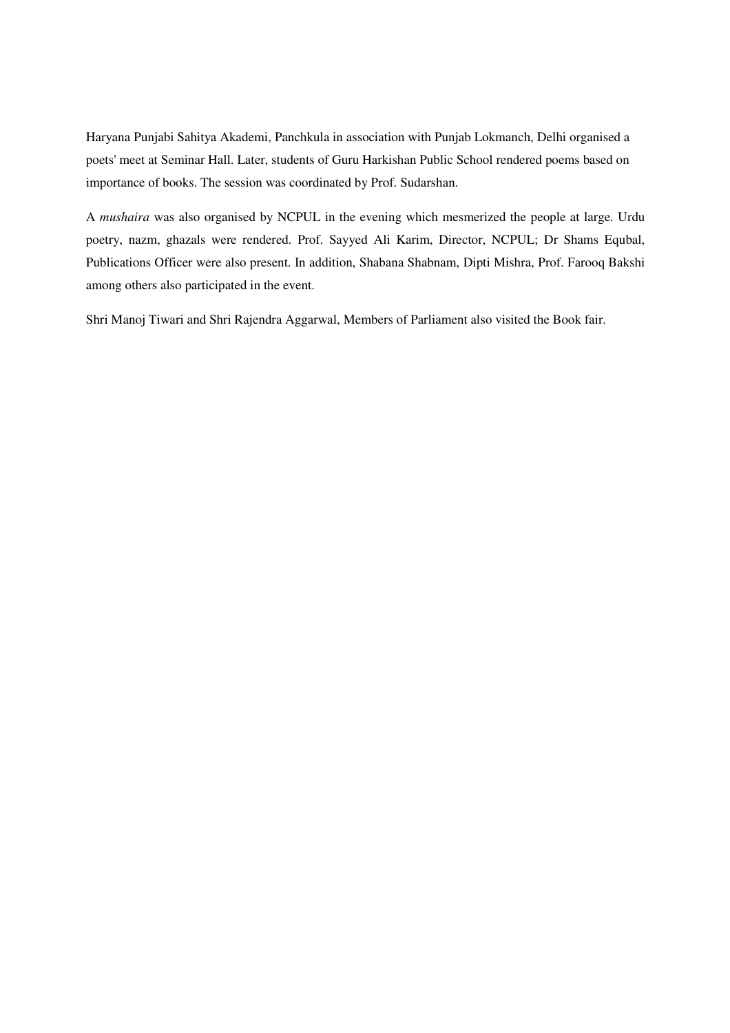Haryana Punjabi Sahitya Akademi, Panchkula in association with Punjab Lokmanch, Delhi organised a poets' meet at Seminar Hall. Later, students of Guru Harkishan Public School rendered poems based on importance of books. The session was coordinated by Prof. Sudarshan.

A *mushaira* was also organised by NCPUL in the evening which mesmerized the people at large. Urdu poetry, nazm, ghazals were rendered. Prof. Sayyed Ali Karim, Director, NCPUL; Dr Shams Equbal, Publications Officer were also present. In addition, Shabana Shabnam, Dipti Mishra, Prof. Farooq Bakshi among others also participated in the event.

Shri Manoj Tiwari and Shri Rajendra Aggarwal, Members of Parliament also visited the Book fair.